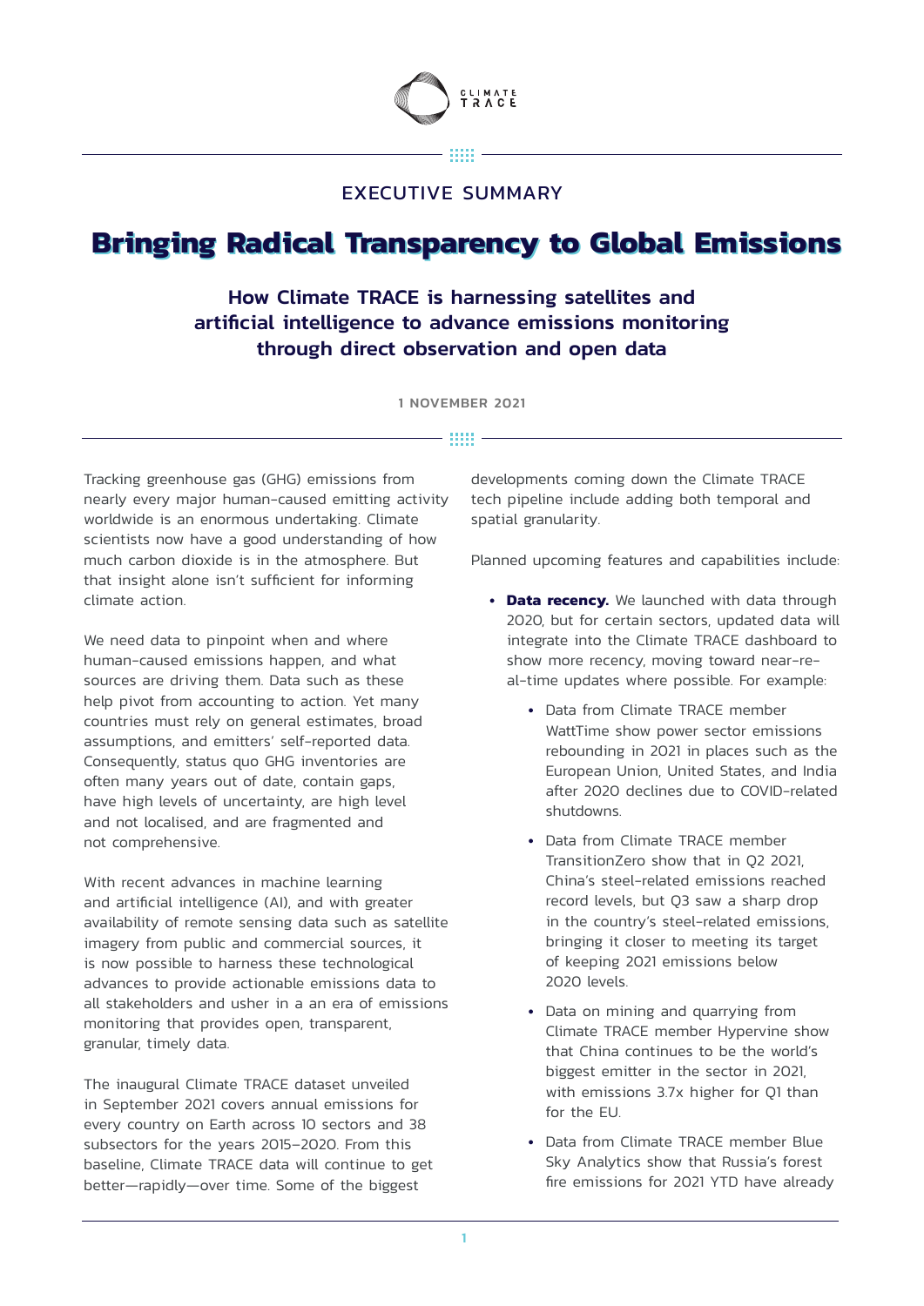EXECUTIVE SUMMARY

# Bringing Radical Transparency to Global Emissions

## How Climate TRACE is harnessing satellites and artificial intelligence to advance emissions monitoring through direct observation and open data

1 NOVEMBER 2021

Tracking greenhouse gas (GHG) emissions from nearly every major human-caused emitting activity worldwide is an enormous undertaking. Climate scientists now have a good understanding of how much carbon dioxide is in the atmosphere. But that insight alone isn't sufficient for informing climate action.

We need data to pinpoint when and where human-caused emissions happen, and what sources are driving them. Data such as these help pivot from accounting to action. Yet many countries must rely on general estimates, broad assumptions, and emitters' self-reported data. Consequently, status quo GHG inventories are often many years out of date, contain gaps, have high levels of uncertainty, are high level and not localised, and are fragmented and not comprehensive.

With recent advances in machine learning and artificial intelligence (AI), and with greater availability of remote sensing data such as satellite imagery from public and commercial sources, it is now possible to harness these technological advances to provide actionable emissions data to all stakeholders and usher in a an era of emissions monitoring that provides open, transparent, granular, timely data.

The inaugural Climate TRACE dataset unveiled in September 2021 covers annual emissions for every country on Earth across 10 sectors and 38 subsectors for the years 2015–2020. From this baseline, Climate TRACE data will continue to get better—rapidly—over time. Some of the biggest developments coming down the Climate TRACE tech pipeline include adding both temporal and spatial granularity.

Planned upcoming features and capabilities include:

- **Data recency.** We launched with data through 2020, but for certain sectors, updated data will integrate into the Climate TRACE dashboard to show more recency, moving toward near-real-time updates where possible. For example:
  - Data from Climate TRACE member WattTime show power sector emissions rebounding in 2021 in places such as the European Union, United States, and India after 2020 declines due to COVID-related shutdowns.
  - Data from Climate TRACE member TransitionZero show that in Q2 2021, China's steel-related emissions reached record levels, but Q3 saw a sharp drop in the country's steel-related emissions, bringing it closer to meeting its target of keeping 2021 emissions below 2020 levels.
  - Data on mining and quarrying from Climate TRACE member Hypervine show that China continues to be the world's biggest emitter in the sector in 2021, with emissions 3.7x higher for Q1 than for the EU.
  - Data from Climate TRACE member Blue Sky Analytics show that Russia's forest fire emissions for 2021 YTD have already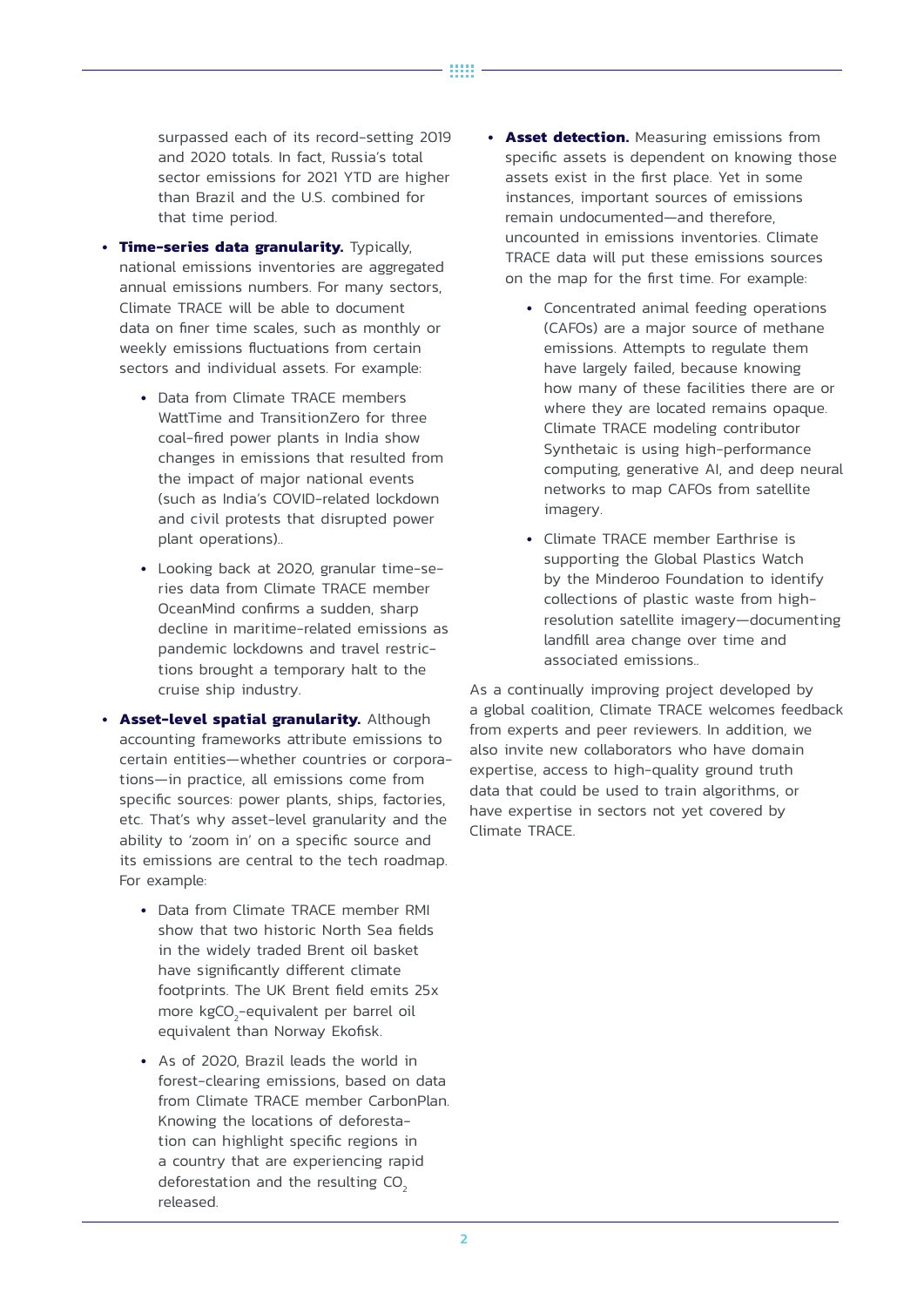surpassed each of its record-setting 2019 and 2020 totals. In fact, Russia's total sector emissions for 2021 YTD are higher than Brazil and the U.S. combined for that time period.

- **Time-series data granularity.** Typically, national emissions inventories are aggregated annual emissions numbers. For many sectors, Climate TRACE will be able to document data on finer time scales, such as monthly or weekly emissions fluctuations from certain sectors and individual assets. For example:
  - Data from Climate TRACE members WattTime and TransitionZero for three coal-fired power plants in India show changes in emissions that resulted from the impact of major national events (such as India's COVID-related lockdown and civil protests that disrupted power plant operations)..
  - Looking back at 2020, granular time-series data from Climate TRACE member OceanMind confirms a sudden, sharp decline in maritime-related emissions as pandemic lockdowns and travel restrictions brought a temporary halt to the cruise ship industry.
- **Asset-level spatial granularity.** Although accounting frameworks attribute emissions to certain entities—whether countries or corporations—in practice, all emissions come from specific sources: power plants, ships, factories, etc. That's why asset-level granularity and the ability to 'zoom in' on a specific source and its emissions are central to the tech roadmap. For example:
  - Data from Climate TRACE member RMI show that two historic North Sea fields in the widely traded Brent oil basket have significantly different climate footprints. The UK Brent field emits 25x more $kgCO_2$-equivalent per barrel oil equivalent than Norway Ekofisk.
  - As of 2020, Brazil leads the world in forest-clearing emissions, based on data from Climate TRACE member CarbonPlan. Knowing the locations of deforestation can highlight specific regions in a country that are experiencing rapid deforestation and the resulting $CO_2$ released.
- **Asset detection.** Measuring emissions from specific assets is dependent on knowing those assets exist in the first place. Yet in some instances, important sources of emissions remain undocumented—and therefore, uncounted in emissions inventories. Climate TRACE data will put these emissions sources on the map for the first time. For example:
  - Concentrated animal feeding operations (CAFOs) are a major source of methane emissions. Attempts to regulate them have largely failed, because knowing how many of these facilities there are or where they are located remains opaque. Climate TRACE modeling contributor Synthetaic is using high-performance computing, generative AI, and deep neural networks to map CAFOs from satellite imagery.
  - Climate TRACE member Earthrise is supporting the Global Plastics Watch by the Minderoo Foundation to identify collections of plastic waste from high-resolution satellite imagery—documenting landfill area change over time and associated emissions..

As a continually improving project developed by a global coalition, Climate TRACE welcomes feedback from experts and peer reviewers. In addition, we also invite new collaborators who have domain expertise, access to high-quality ground truth data that could be used to train algorithms, or have expertise in sectors not yet covered by Climate TRACE.